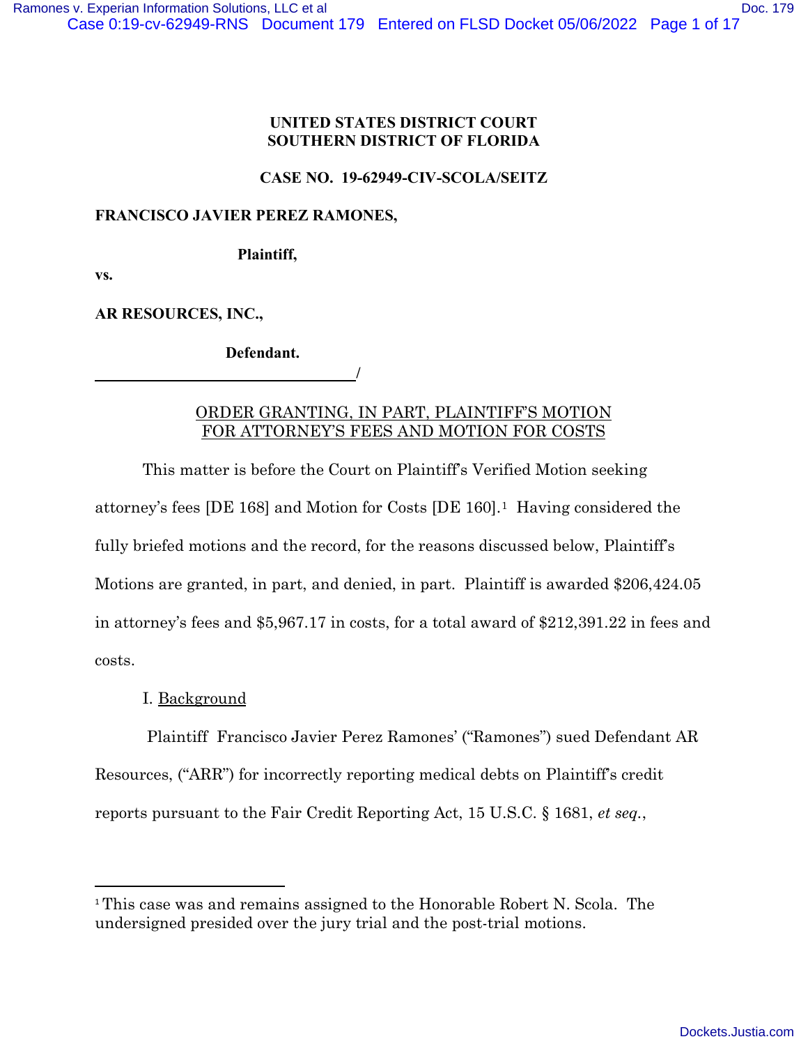**UNITED STATES DISTRICT COURT**
**SOUTHERN DISTRICT OF FLORIDA**

**CASE NO. 19-62949-CIV-SCOLA/SEITZ**

**FRANCISCO JAVIER PEREZ RAMONES,**

**Plaintiff,**

**vs.**

**AR RESOURCES, INC.,**

**Defendant.**
_________________________________/

ORDER GRANTING, IN PART, PLAINTIFF'S MOTION FOR ATTORNEY'S FEES AND MOTION FOR COSTS

This matter is before the Court on Plaintiff's Verified Motion seeking attorney's fees [DE 168] and Motion for Costs [DE 160].[1] Having considered the fully briefed motions and the record, for the reasons discussed below, Plaintiff's Motions are granted, in part, and denied, in part. Plaintiff is awarded $206,424.05 in attorney's fees and $5,967.17 in costs, for a total award of $212,391.22 in fees and costs.

I. Background

Plaintiff Francisco Javier Perez Ramones' ("Ramones") sued Defendant AR Resources, ("ARR") for incorrectly reporting medical debts on Plaintiff's credit reports pursuant to the Fair Credit Reporting Act, 15 U.S.C. § 1681, *et seq.*,

---

[1] This case was and remains assigned to the Honorable Robert N. Scola. The undersigned presided over the jury trial and the post-trial motions.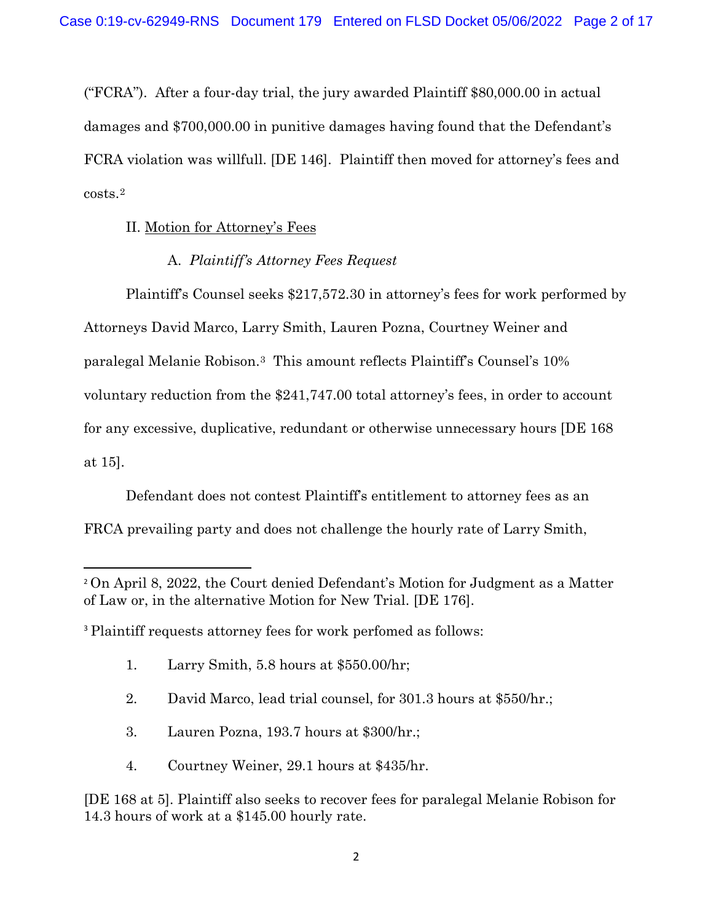("FCRA"). After a four-day trial, the jury awarded Plaintiff $80,000.00 in actual damages and $700,000.00 in punitive damages having found that the Defendant's FCRA violation was willfull. [DE 146]. Plaintiff then moved for attorney's fees and costs.[2]

II. Motion for Attorney's Fees

A. *Plaintiff's Attorney Fees Request*

Plaintiff's Counsel seeks $217,572.30 in attorney's fees for work performed by Attorneys David Marco, Larry Smith, Lauren Pozna, Courtney Weiner and paralegal Melanie Robison.[3] This amount reflects Plaintiff's Counsel's 10% voluntary reduction from the $241,747.00 total attorney's fees, in order to account for any excessive, duplicative, redundant or otherwise unnecessary hours [DE 168 at 15].

Defendant does not contest Plaintiff's entitlement to attorney fees as an FRCA prevailing party and does not challenge the hourly rate of Larry Smith,

---

[2] On April 8, 2022, the Court denied Defendant's Motion for Judgment as a Matter of Law or, in the alternative Motion for New Trial. [DE 176].

[3] Plaintiff requests attorney fees for work perfomed as follows:

1. Larry Smith, 5.8 hours at $550.00/hr;
2. David Marco, lead trial counsel, for 301.3 hours at $550/hr.;
3. Lauren Pozna, 193.7 hours at $300/hr.;
4. Courtney Weiner, 29.1 hours at $435/hr.

[DE 168 at 5]. Plaintiff also seeks to recover fees for paralegal Melanie Robison for 14.3 hours of work at a $145.00 hourly rate.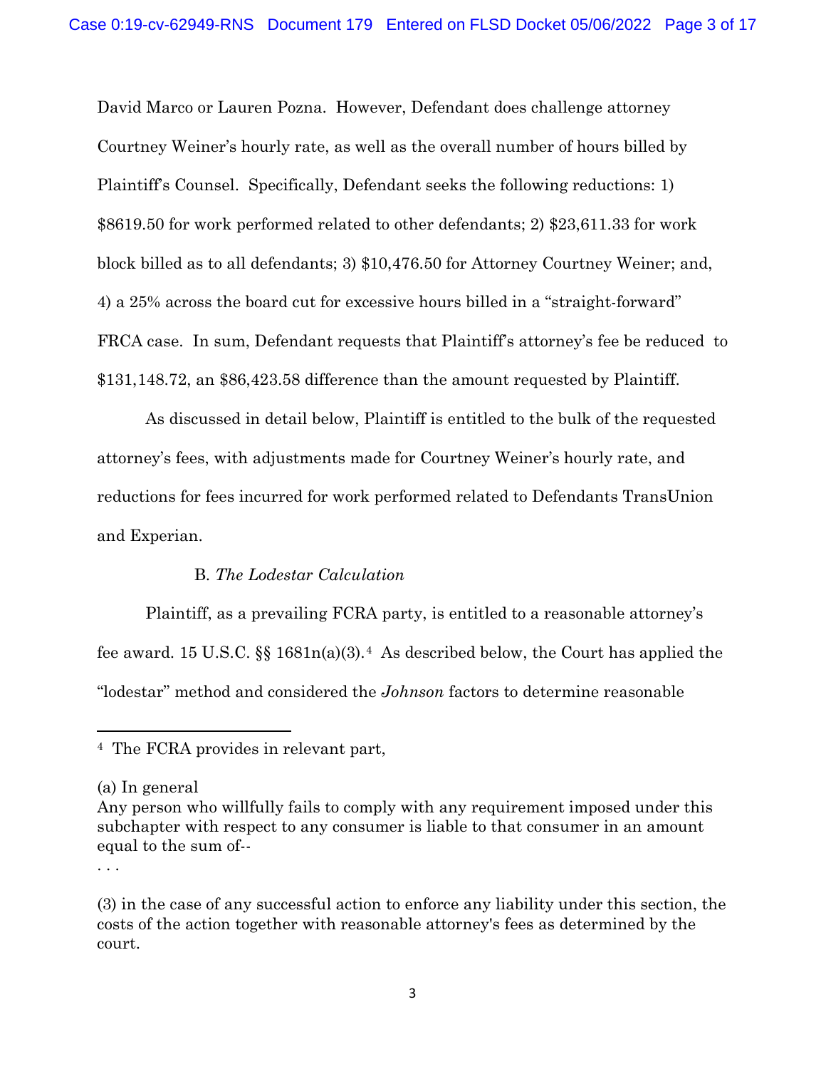David Marco or Lauren Pozna. However, Defendant does challenge attorney Courtney Weiner's hourly rate, as well as the overall number of hours billed by Plaintiff's Counsel. Specifically, Defendant seeks the following reductions: 1) $8619.50 for work performed related to other defendants; 2) $23,611.33 for work block billed as to all defendants; 3) $10,476.50 for Attorney Courtney Weiner; and, 4) a 25% across the board cut for excessive hours billed in a "straight-forward" FRCA case. In sum, Defendant requests that Plaintiff's attorney's fee be reduced to $131,148.72, an $86,423.58 difference than the amount requested by Plaintiff.

As discussed in detail below, Plaintiff is entitled to the bulk of the requested attorney's fees, with adjustments made for Courtney Weiner's hourly rate, and reductions for fees incurred for work performed related to Defendants TransUnion and Experian.

### B. *The Lodestar Calculation*

Plaintiff, as a prevailing FCRA party, is entitled to a reasonable attorney's fee award. 15 U.S.C. §§ 1681n(a)(3).[4] As described below, the Court has applied the "lodestar" method and considered the *Johnson* factors to determine reasonable

---

[4] The FCRA provides in relevant part,

(a) In general
Any person who willfully fails to comply with any requirement imposed under this subchapter with respect to any consumer is liable to that consumer in an amount equal to the sum of--

. . .

(3) in the case of any successful action to enforce any liability under this section, the costs of the action together with reasonable attorney's fees as determined by the court.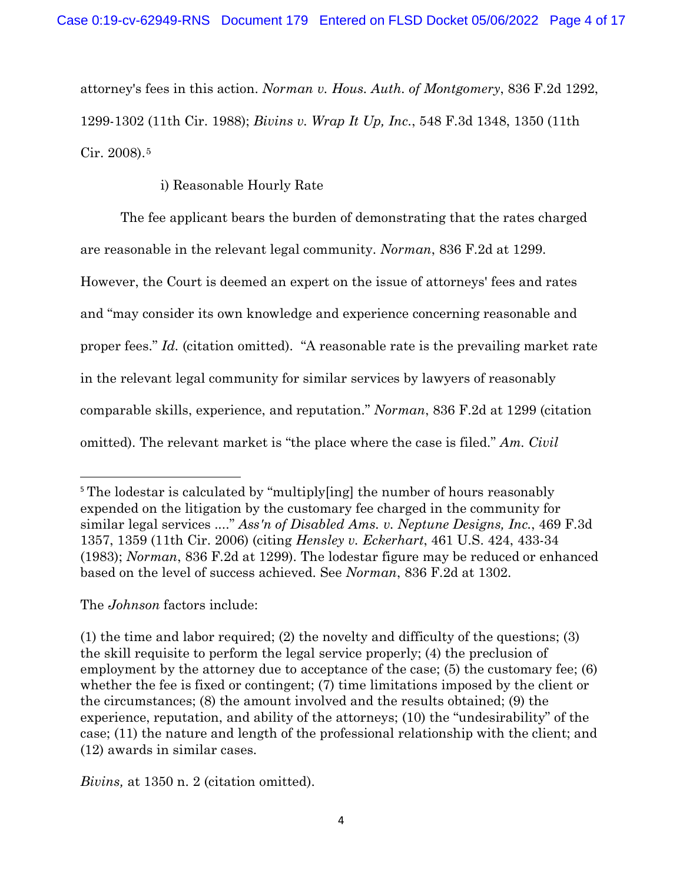attorney's fees in this action. *Norman v. Hous. Auth. of Montgomery*, 836 F.2d 1292, 1299-1302 (11th Cir. 1988); *Bivins v. Wrap It Up, Inc.*, 548 F.3d 1348, 1350 (11th Cir. 2008).[5]

i) Reasonable Hourly Rate

The fee applicant bears the burden of demonstrating that the rates charged are reasonable in the relevant legal community. *Norman*, 836 F.2d at 1299. However, the Court is deemed an expert on the issue of attorneys' fees and rates and "may consider its own knowledge and experience concerning reasonable and proper fees." *Id.* (citation omitted). "A reasonable rate is the prevailing market rate in the relevant legal community for similar services by lawyers of reasonably comparable skills, experience, and reputation." *Norman*, 836 F.2d at 1299 (citation omitted). The relevant market is "the place where the case is filed." *Am. Civil*

---

[5] The lodestar is calculated by "multiply[ing] the number of hours reasonably expended on the litigation by the customary fee charged in the community for similar legal services ...." *Ass'n of Disabled Ams. v. Neptune Designs, Inc.*, 469 F.3d 1357, 1359 (11th Cir. 2006) (citing *Hensley v. Eckerhart*, 461 U.S. 424, 433-34 (1983); *Norman*, 836 F.2d at 1299). The lodestar figure may be reduced or enhanced based on the level of success achieved. See *Norman*, 836 F.2d at 1302.

The *Johnson* factors include:

(1) the time and labor required; (2) the novelty and difficulty of the questions; (3) the skill requisite to perform the legal service properly; (4) the preclusion of employment by the attorney due to acceptance of the case; (5) the customary fee; (6) whether the fee is fixed or contingent; (7) time limitations imposed by the client or the circumstances; (8) the amount involved and the results obtained; (9) the experience, reputation, and ability of the attorneys; (10) the "undesirability" of the case; (11) the nature and length of the professional relationship with the client; and (12) awards in similar cases.

*Bivins,* at 1350 n. 2 (citation omitted).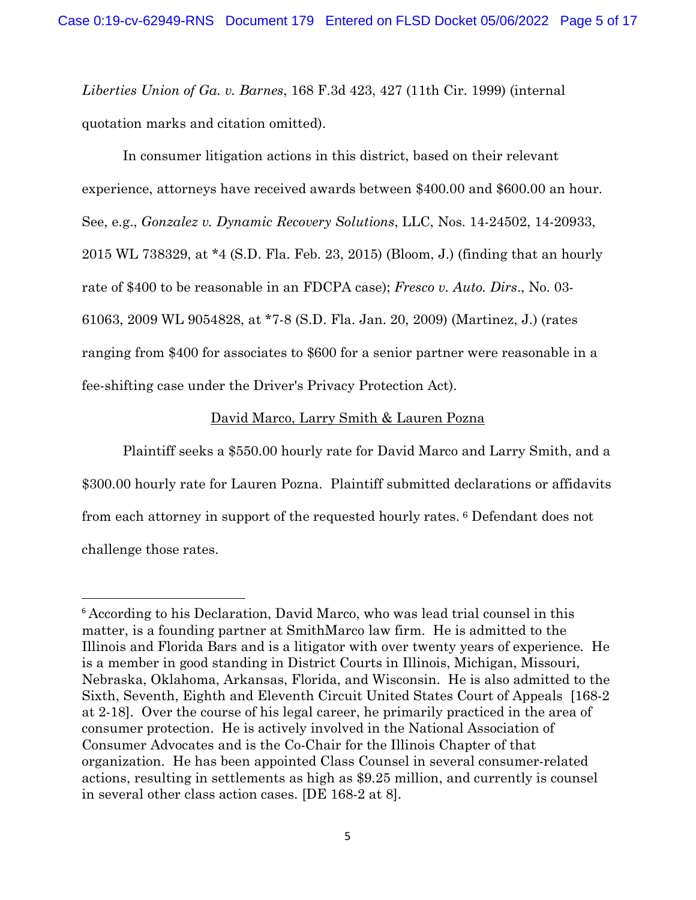*Liberties Union of Ga. v. Barnes*, 168 F.3d 423, 427 (11th Cir. 1999) (internal quotation marks and citation omitted).

In consumer litigation actions in this district, based on their relevant experience, attorneys have received awards between $400.00 and $600.00 an hour. See, e.g., *Gonzalez v. Dynamic Recovery Solutions*, LLC, Nos. 14-24502, 14-20933, 2015 WL 738329, at *4 (S.D. Fla. Feb. 23, 2015) (Bloom, J.) (finding that an hourly rate of $400 to be reasonable in an FDCPA case); *Fresco v. Auto. Dirs*., No. 03-61063, 2009 WL 9054828, at *7-8 (S.D. Fla. Jan. 20, 2009) (Martinez, J.) (rates ranging from $400 for associates to $600 for a senior partner were reasonable in a fee-shifting case under the Driver's Privacy Protection Act).

<u>David Marco, Larry Smith & Lauren Pozna</u>

Plaintiff seeks a $550.00 hourly rate for David Marco and Larry Smith, and a $300.00 hourly rate for Lauren Pozna. Plaintiff submitted declarations or affidavits from each attorney in support of the requested hourly rates. [6] Defendant does not challenge those rates.

---

[6] According to his Declaration, David Marco, who was lead trial counsel in this matter, is a founding partner at SmithMarco law firm. He is admitted to the Illinois and Florida Bars and is a litigator with over twenty years of experience. He is a member in good standing in District Courts in Illinois, Michigan, Missouri, Nebraska, Oklahoma, Arkansas, Florida, and Wisconsin. He is also admitted to the Sixth, Seventh, Eighth and Eleventh Circuit United States Court of Appeals [168-2 at 2-18]. Over the course of his legal career, he primarily practiced in the area of consumer protection. He is actively involved in the National Association of Consumer Advocates and is the Co-Chair for the Illinois Chapter of that organization. He has been appointed Class Counsel in several consumer-related actions, resulting in settlements as high as $9.25 million, and currently is counsel in several other class action cases. [DE 168-2 at 8].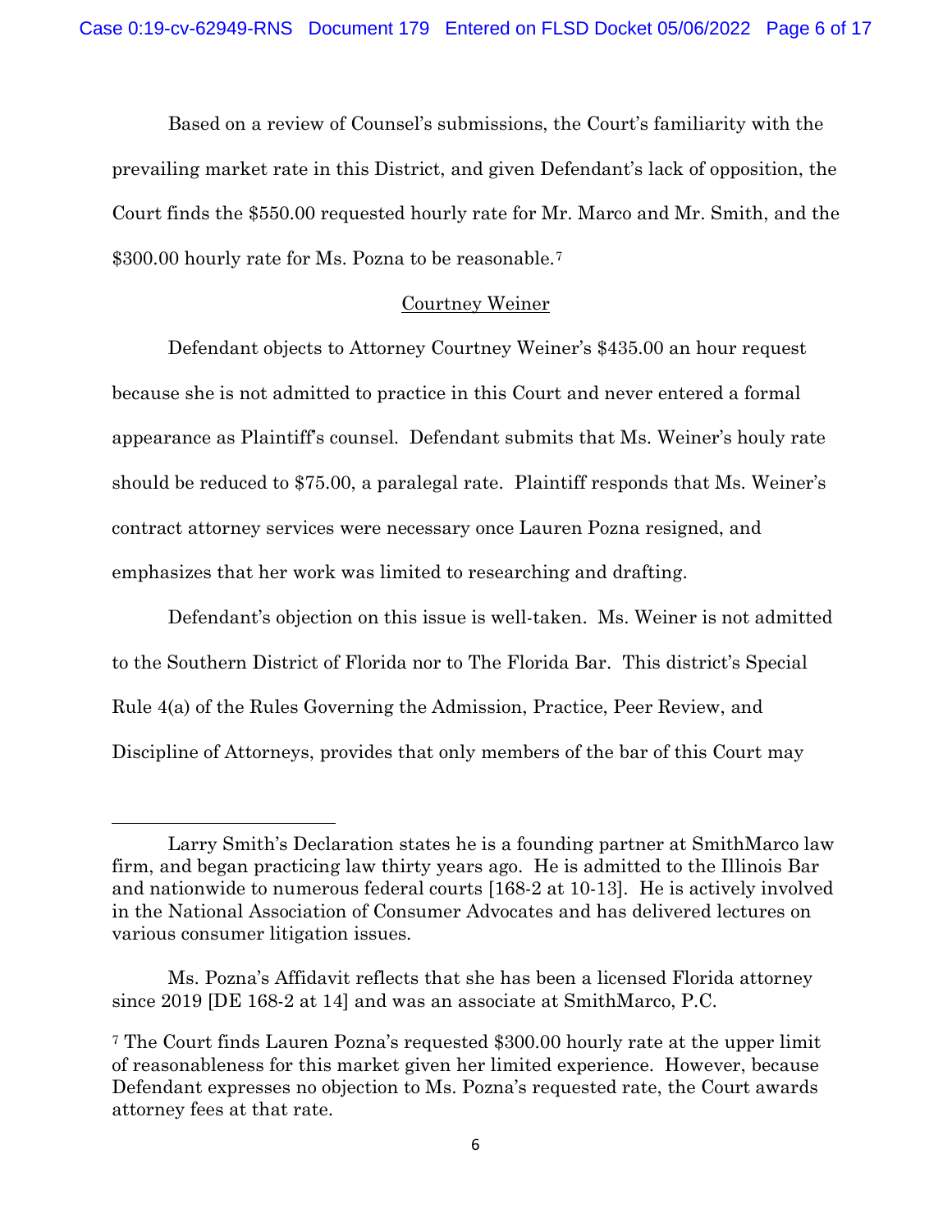Based on a review of Counsel's submissions, the Court's familiarity with the prevailing market rate in this District, and given Defendant's lack of opposition, the Court finds the $550.00 requested hourly rate for Mr. Marco and Mr. Smith, and the $300.00 hourly rate for Ms. Pozna to be reasonable.[7]

Courtney Weiner

Defendant objects to Attorney Courtney Weiner's $435.00 an hour request because she is not admitted to practice in this Court and never entered a formal appearance as Plaintiff's counsel. Defendant submits that Ms. Weiner's houly rate should be reduced to $75.00, a paralegal rate. Plaintiff responds that Ms. Weiner's contract attorney services were necessary once Lauren Pozna resigned, and emphasizes that her work was limited to researching and drafting.

Defendant's objection on this issue is well-taken. Ms. Weiner is not admitted to the Southern District of Florida nor to The Florida Bar. This district's Special Rule 4(a) of the Rules Governing the Admission, Practice, Peer Review, and Discipline of Attorneys, provides that only members of the bar of this Court may

---

Larry Smith's Declaration states he is a founding partner at SmithMarco law firm, and began practicing law thirty years ago. He is admitted to the Illinois Bar and nationwide to numerous federal courts [168-2 at 10-13]. He is actively involved in the National Association of Consumer Advocates and has delivered lectures on various consumer litigation issues.

Ms. Pozna's Affidavit reflects that she has been a licensed Florida attorney since 2019 [DE 168-2 at 14] and was an associate at SmithMarco, P.C.

[7] The Court finds Lauren Pozna's requested $300.00 hourly rate at the upper limit of reasonableness for this market given her limited experience. However, because Defendant expresses no objection to Ms. Pozna's requested rate, the Court awards attorney fees at that rate.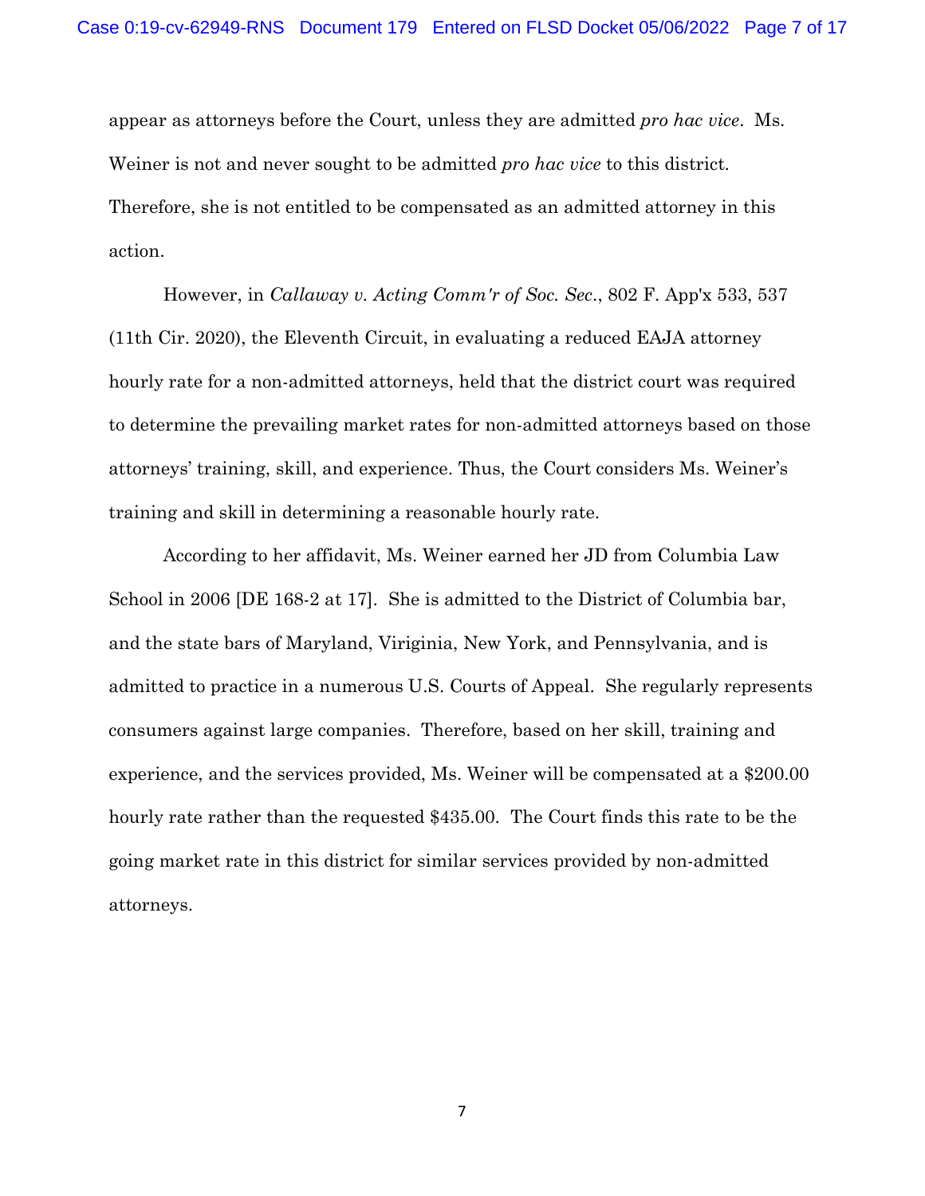appear as attorneys before the Court, unless they are admitted *pro hac vice*. Ms. Weiner is not and never sought to be admitted *pro hac vice* to this district. Therefore, she is not entitled to be compensated as an admitted attorney in this action.

However, in *Callaway v. Acting Comm'r of Soc. Sec.*, 802 F. App'x 533, 537 (11th Cir. 2020), the Eleventh Circuit, in evaluating a reduced EAJA attorney hourly rate for a non-admitted attorneys, held that the district court was required to determine the prevailing market rates for non-admitted attorneys based on those attorneys' training, skill, and experience. Thus, the Court considers Ms. Weiner's training and skill in determining a reasonable hourly rate.

According to her affidavit, Ms. Weiner earned her JD from Columbia Law School in 2006 [DE 168-2 at 17]. She is admitted to the District of Columbia bar, and the state bars of Maryland, Viriginia, New York, and Pennsylvania, and is admitted to practice in a numerous U.S. Courts of Appeal. She regularly represents consumers against large companies. Therefore, based on her skill, training and experience, and the services provided, Ms. Weiner will be compensated at a $200.00 hourly rate rather than the requested $435.00. The Court finds this rate to be the going market rate in this district for similar services provided by non-admitted attorneys.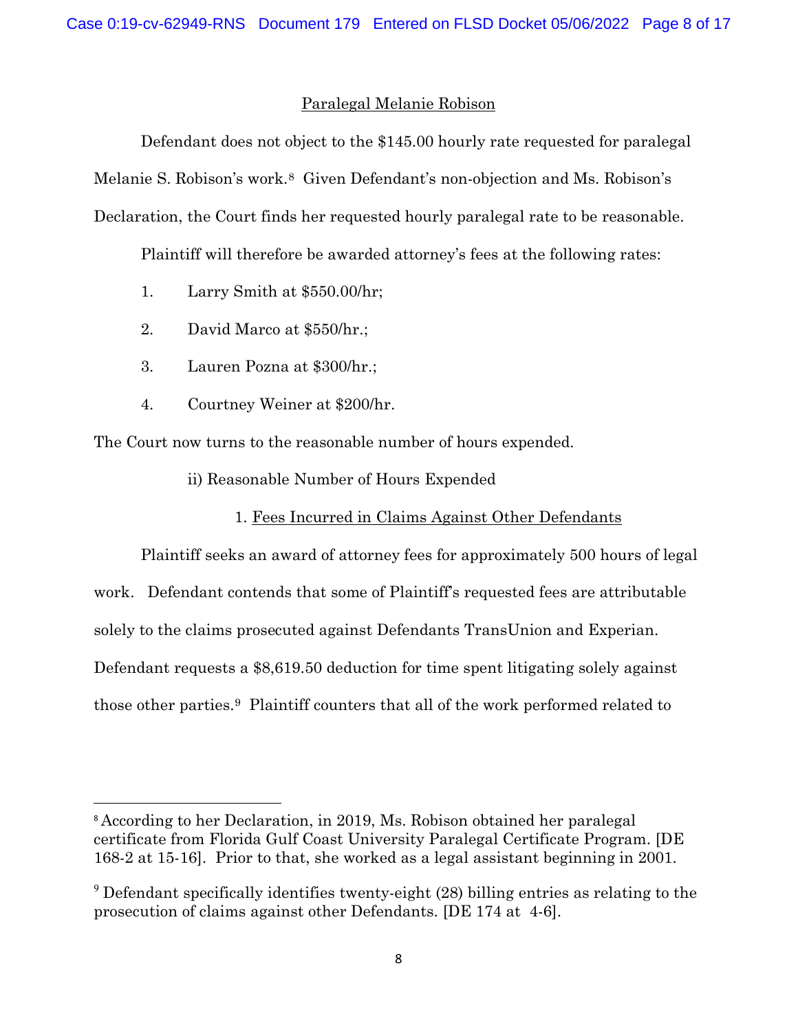Paralegal Melanie Robison

Defendant does not object to the $145.00 hourly rate requested for paralegal Melanie S. Robison's work.[8] Given Defendant's non-objection and Ms. Robison's Declaration, the Court finds her requested hourly paralegal rate to be reasonable.

Plaintiff will therefore be awarded attorney's fees at the following rates:

1. Larry Smith at $550.00/hr;
2. David Marco at $550/hr.;
3. Lauren Pozna at $300/hr.;
4. Courtney Weiner at $200/hr.

The Court now turns to the reasonable number of hours expended.

ii) Reasonable Number of Hours Expended

1. Fees Incurred in Claims Against Other Defendants

Plaintiff seeks an award of attorney fees for approximately 500 hours of legal work. Defendant contends that some of Plaintiff's requested fees are attributable solely to the claims prosecuted against Defendants TransUnion and Experian. Defendant requests a $8,619.50 deduction for time spent litigating solely against those other parties.[9] Plaintiff counters that all of the work performed related to

---

[8] According to her Declaration, in 2019, Ms. Robison obtained her paralegal certificate from Florida Gulf Coast University Paralegal Certificate Program. [DE 168-2 at 15-16]. Prior to that, she worked as a legal assistant beginning in 2001.

[9] Defendant specifically identifies twenty-eight (28) billing entries as relating to the prosecution of claims against other Defendants. [DE 174 at 4-6].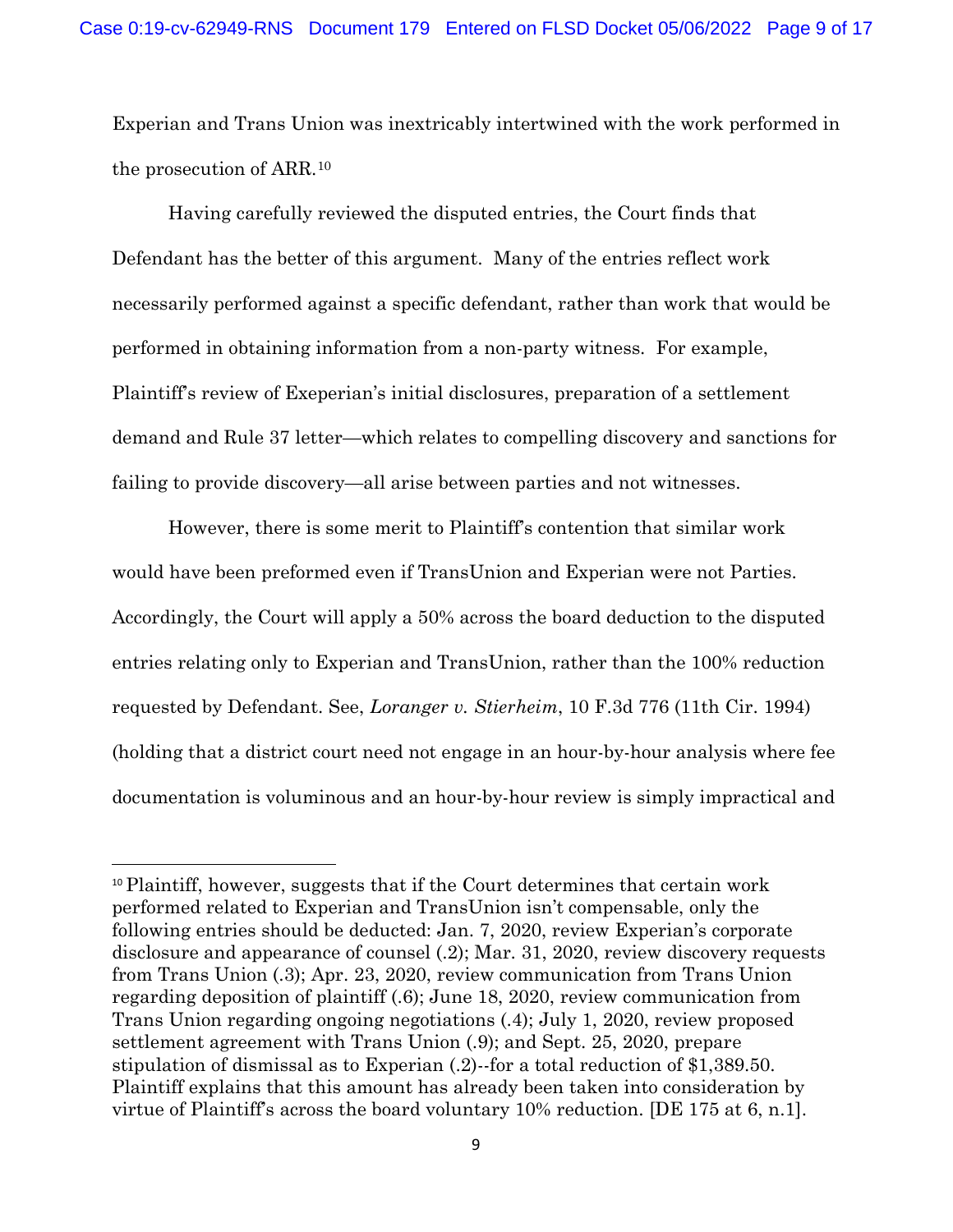Experian and Trans Union was inextricably intertwined with the work performed in the prosecution of ARR.[10]

Having carefully reviewed the disputed entries, the Court finds that Defendant has the better of this argument. Many of the entries reflect work necessarily performed against a specific defendant, rather than work that would be performed in obtaining information from a non-party witness. For example, Plaintiff's review of Exeperian's initial disclosures, preparation of a settlement demand and Rule 37 letter—which relates to compelling discovery and sanctions for failing to provide discovery—all arise between parties and not witnesses.

However, there is some merit to Plaintiff's contention that similar work would have been preformed even if TransUnion and Experian were not Parties. Accordingly, the Court will apply a 50% across the board deduction to the disputed entries relating only to Experian and TransUnion, rather than the 100% reduction requested by Defendant. See, *Loranger v. Stierheim*, 10 F.3d 776 (11th Cir. 1994) (holding that a district court need not engage in an hour-by-hour analysis where fee documentation is voluminous and an hour-by-hour review is simply impractical and

---

[10] Plaintiff, however, suggests that if the Court determines that certain work performed related to Experian and TransUnion isn't compensable, only the following entries should be deducted: Jan. 7, 2020, review Experian's corporate disclosure and appearance of counsel (.2); Mar. 31, 2020, review discovery requests from Trans Union (.3); Apr. 23, 2020, review communication from Trans Union regarding deposition of plaintiff (.6); June 18, 2020, review communication from Trans Union regarding ongoing negotiations (.4); July 1, 2020, review proposed settlement agreement with Trans Union (.9); and Sept. 25, 2020, prepare stipulation of dismissal as to Experian (.2)--for a total reduction of $1,389.50. Plaintiff explains that this amount has already been taken into consideration by virtue of Plaintiff's across the board voluntary 10% reduction. [DE 175 at 6, n.1].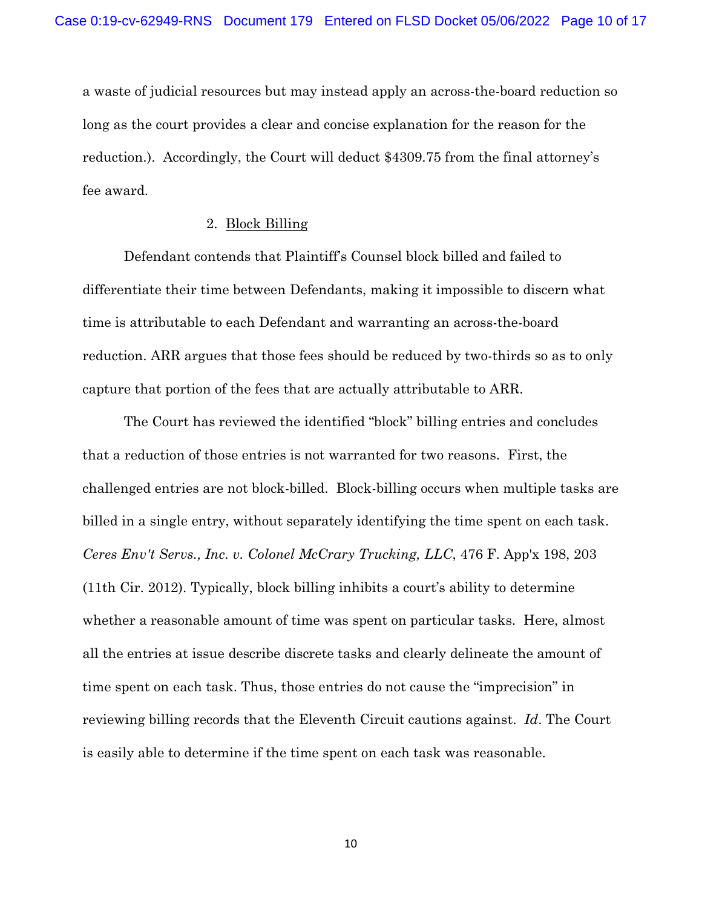a waste of judicial resources but may instead apply an across-the-board reduction so long as the court provides a clear and concise explanation for the reason for the reduction.). Accordingly, the Court will deduct $4309.75 from the final attorney's fee award.

2. Block Billing

Defendant contends that Plaintiff's Counsel block billed and failed to differentiate their time between Defendants, making it impossible to discern what time is attributable to each Defendant and warranting an across-the-board reduction. ARR argues that those fees should be reduced by two-thirds so as to only capture that portion of the fees that are actually attributable to ARR.

The Court has reviewed the identified "block" billing entries and concludes that a reduction of those entries is not warranted for two reasons. First, the challenged entries are not block-billed. Block-billing occurs when multiple tasks are billed in a single entry, without separately identifying the time spent on each task. *Ceres Env't Servs., Inc. v. Colonel McCrary Trucking, LLC*, 476 F. App'x 198, 203 (11th Cir. 2012). Typically, block billing inhibits a court's ability to determine whether a reasonable amount of time was spent on particular tasks. Here, almost all the entries at issue describe discrete tasks and clearly delineate the amount of time spent on each task. Thus, those entries do not cause the "imprecision" in reviewing billing records that the Eleventh Circuit cautions against. *Id*. The Court is easily able to determine if the time spent on each task was reasonable.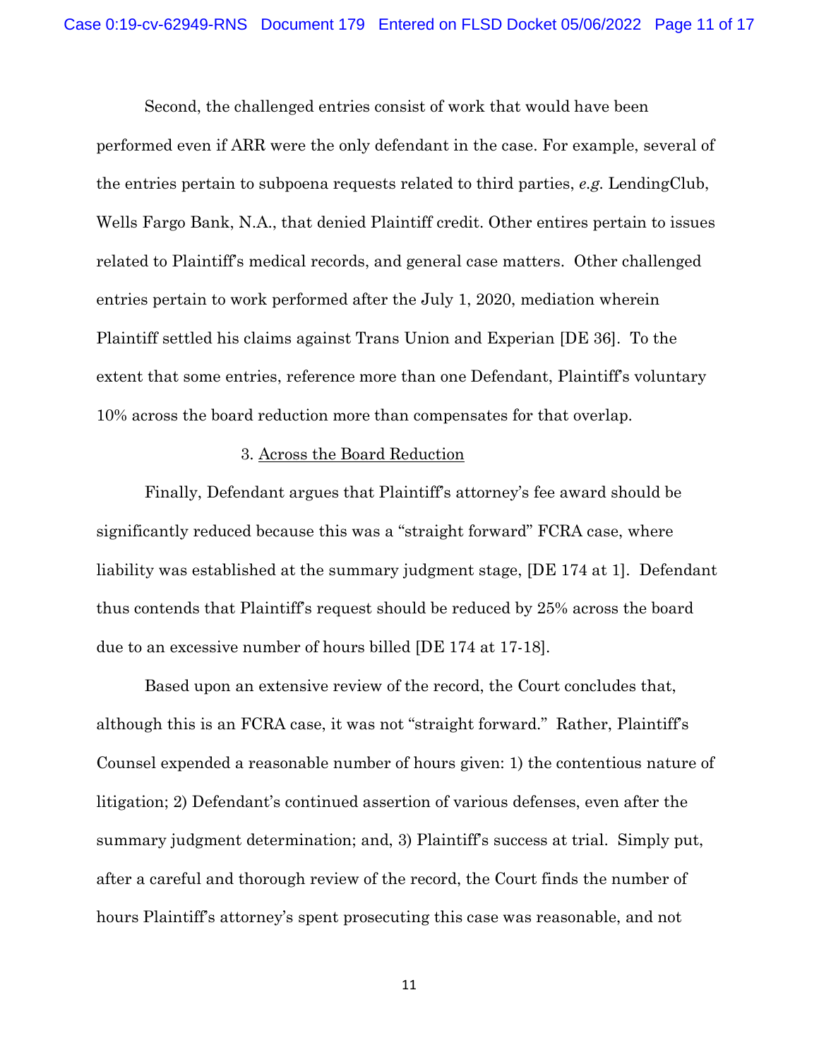Second, the challenged entries consist of work that would have been performed even if ARR were the only defendant in the case. For example, several of the entries pertain to subpoena requests related to third parties, *e.g.* LendingClub, Wells Fargo Bank, N.A., that denied Plaintiff credit. Other entires pertain to issues related to Plaintiff's medical records, and general case matters. Other challenged entries pertain to work performed after the July 1, 2020, mediation wherein Plaintiff settled his claims against Trans Union and Experian [DE 36]. To the extent that some entries, reference more than one Defendant, Plaintiff's voluntary 10% across the board reduction more than compensates for that overlap.

3. Across the Board Reduction

Finally, Defendant argues that Plaintiff's attorney's fee award should be significantly reduced because this was a "straight forward" FCRA case, where liability was established at the summary judgment stage, [DE 174 at 1]. Defendant thus contends that Plaintiff's request should be reduced by 25% across the board due to an excessive number of hours billed [DE 174 at 17-18].

Based upon an extensive review of the record, the Court concludes that, although this is an FCRA case, it was not "straight forward." Rather, Plaintiff's Counsel expended a reasonable number of hours given: 1) the contentious nature of litigation; 2) Defendant's continued assertion of various defenses, even after the summary judgment determination; and, 3) Plaintiff's success at trial. Simply put, after a careful and thorough review of the record, the Court finds the number of hours Plaintiff's attorney's spent prosecuting this case was reasonable, and not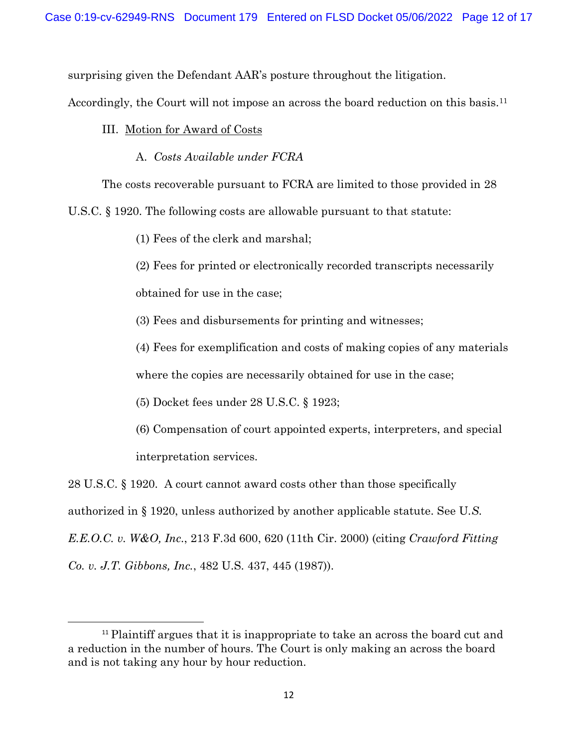surprising given the Defendant AAR's posture throughout the litigation. Accordingly, the Court will not impose an across the board reduction on this basis.[11]

III. Motion for Award of Costs

A. *Costs Available under FCRA*

The costs recoverable pursuant to FCRA are limited to those provided in 28 U.S.C. § 1920. The following costs are allowable pursuant to that statute:

(1) Fees of the clerk and marshal;

(2) Fees for printed or electronically recorded transcripts necessarily obtained for use in the case;

(3) Fees and disbursements for printing and witnesses;

(4) Fees for exemplification and costs of making copies of any materials where the copies are necessarily obtained for use in the case;

(5) Docket fees under 28 U.S.C. § 1923;

(6) Compensation of court appointed experts, interpreters, and special interpretation services.

28 U.S.C. § 1920. A court cannot award costs other than those specifically authorized in § 1920, unless authorized by another applicable statute. See U.*S. E.E.O.C. v. W&O, Inc.*, 213 F.3d 600, 620 (11th Cir. 2000) (citing *Crawford Fitting Co. v. J.T. Gibbons, Inc.*, 482 U.S. 437, 445 (1987)).

---

[11] Plaintiff argues that it is inappropriate to take an across the board cut and a reduction in the number of hours. The Court is only making an across the board and is not taking any hour by hour reduction.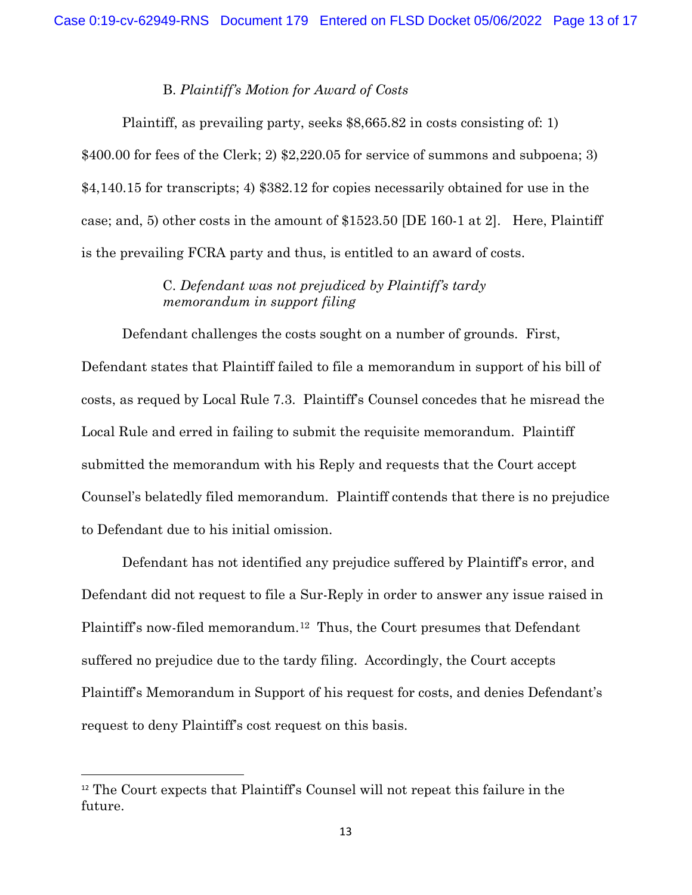B. *Plaintiff's Motion for Award of Costs*

Plaintiff, as prevailing party, seeks $8,665.82 in costs consisting of: 1) $400.00 for fees of the Clerk; 2) $2,220.05 for service of summons and subpoena; 3) $4,140.15 for transcripts; 4) $382.12 for copies necessarily obtained for use in the case; and, 5) other costs in the amount of $1523.50 [DE 160-1 at 2]. Here, Plaintiff is the prevailing FCRA party and thus, is entitled to an award of costs.

C. *Defendant was not prejudiced by Plaintiff's tardy memorandum in support filing*

Defendant challenges the costs sought on a number of grounds. First, Defendant states that Plaintiff failed to file a memorandum in support of his bill of costs, as requed by Local Rule 7.3. Plaintiff's Counsel concedes that he misread the Local Rule and erred in failing to submit the requisite memorandum. Plaintiff submitted the memorandum with his Reply and requests that the Court accept Counsel's belatedly filed memorandum. Plaintiff contends that there is no prejudice to Defendant due to his initial omission.

Defendant has not identified any prejudice suffered by Plaintiff's error, and Defendant did not request to file a Sur-Reply in order to answer any issue raised in Plaintiff's now-filed memorandum.[12] Thus, the Court presumes that Defendant suffered no prejudice due to the tardy filing. Accordingly, the Court accepts Plaintiff's Memorandum in Support of his request for costs, and denies Defendant's request to deny Plaintiff's cost request on this basis.

---

[12] The Court expects that Plaintiff's Counsel will not repeat this failure in the future.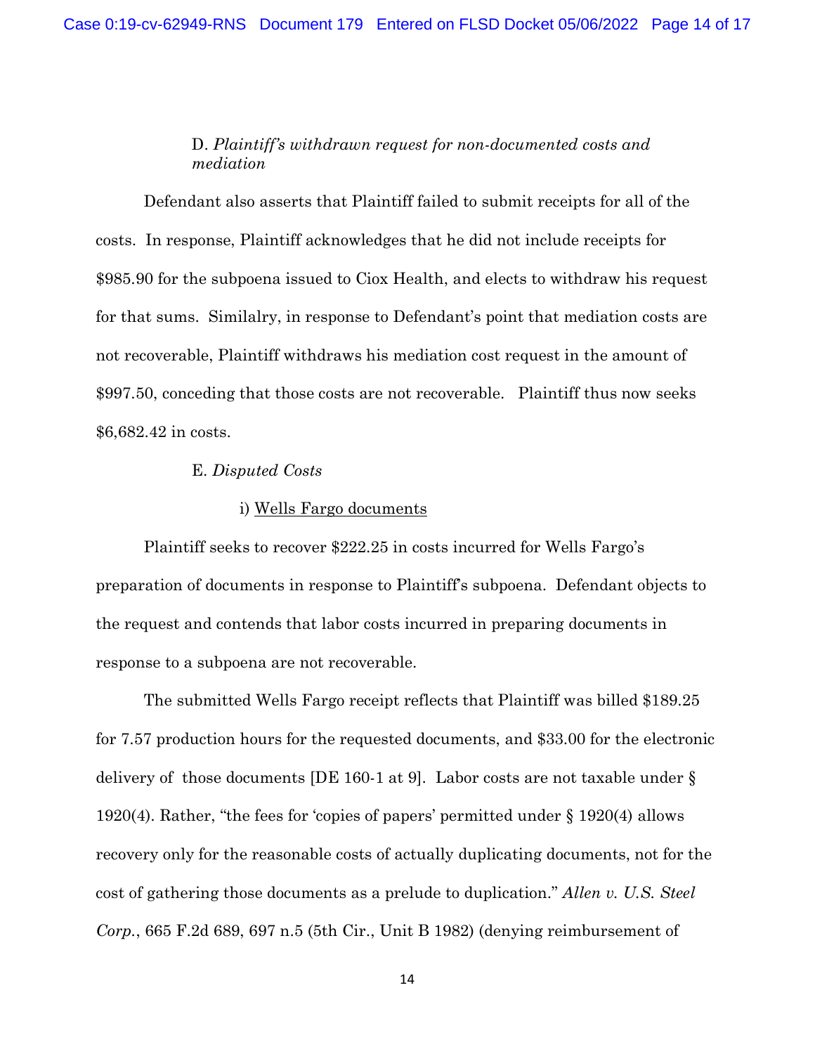D. *Plaintiff's withdrawn request for non-documented costs and mediation*

Defendant also asserts that Plaintiff failed to submit receipts for all of the costs. In response, Plaintiff acknowledges that he did not include receipts for $985.90 for the subpoena issued to Ciox Health, and elects to withdraw his request for that sums. Similalry, in response to Defendant's point that mediation costs are not recoverable, Plaintiff withdraws his mediation cost request in the amount of $997.50, conceding that those costs are not recoverable. Plaintiff thus now seeks $6,682.42 in costs.

E. *Disputed Costs*

i) Wells Fargo documents

Plaintiff seeks to recover $222.25 in costs incurred for Wells Fargo's preparation of documents in response to Plaintiff's subpoena. Defendant objects to the request and contends that labor costs incurred in preparing documents in response to a subpoena are not recoverable.

The submitted Wells Fargo receipt reflects that Plaintiff was billed $189.25 for 7.57 production hours for the requested documents, and $33.00 for the electronic delivery of those documents [DE 160-1 at 9]. Labor costs are not taxable under § 1920(4). Rather, "the fees for 'copies of papers' permitted under § 1920(4) allows recovery only for the reasonable costs of actually duplicating documents, not for the cost of gathering those documents as a prelude to duplication." *Allen v. U.S. Steel Corp.*, 665 F.2d 689, 697 n.5 (5th Cir., Unit B 1982) (denying reimbursement of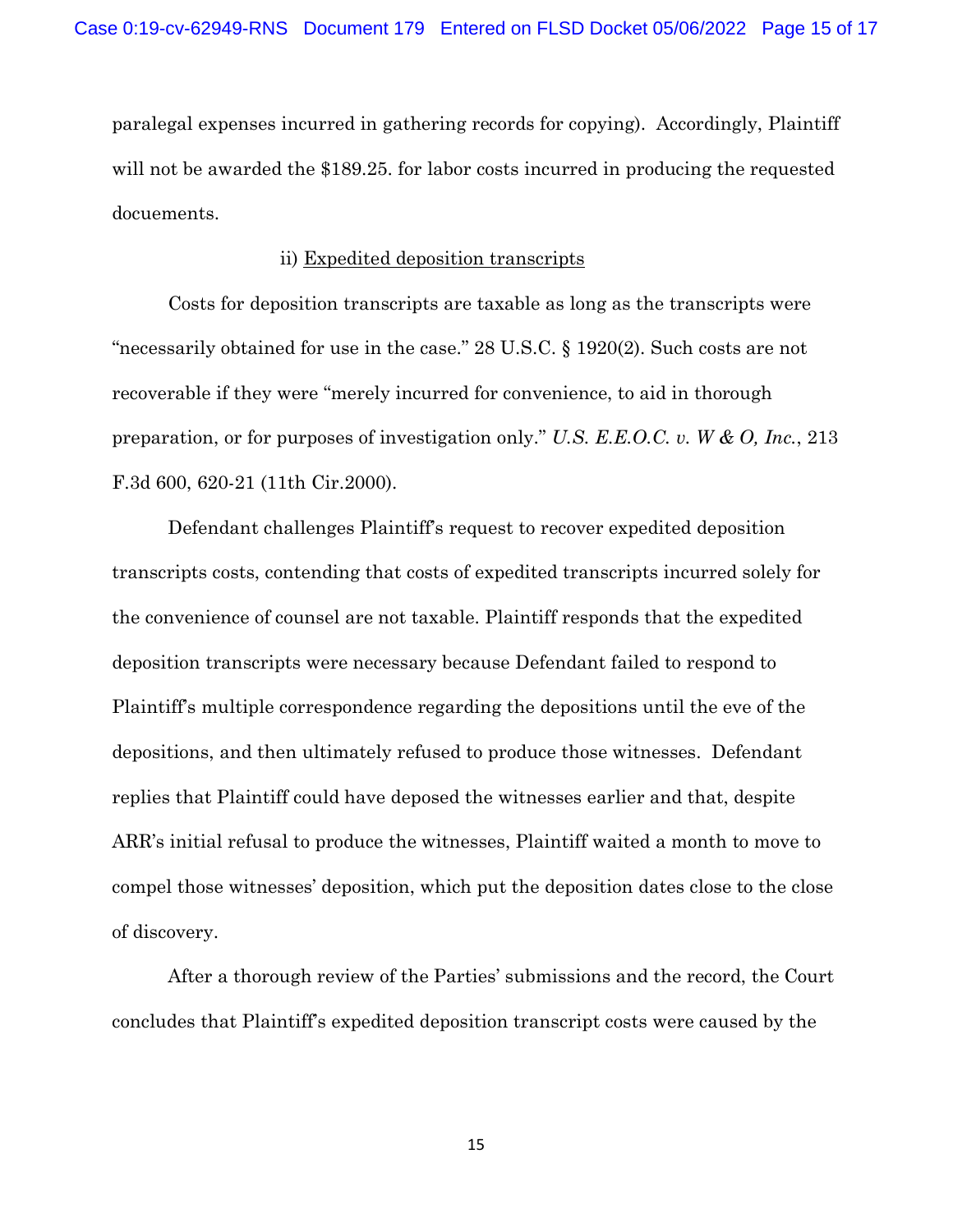paralegal expenses incurred in gathering records for copying). Accordingly, Plaintiff will not be awarded the $189.25. for labor costs incurred in producing the requested docuements.

ii) Expedited deposition transcripts

Costs for deposition transcripts are taxable as long as the transcripts were "necessarily obtained for use in the case." 28 U.S.C. § 1920(2). Such costs are not recoverable if they were "merely incurred for convenience, to aid in thorough preparation, or for purposes of investigation only." *U.S. E.E.O.C. v. W & O, Inc.*, 213 F.3d 600, 620-21 (11th Cir.2000).

Defendant challenges Plaintiff's request to recover expedited deposition transcripts costs, contending that costs of expedited transcripts incurred solely for the convenience of counsel are not taxable. Plaintiff responds that the expedited deposition transcripts were necessary because Defendant failed to respond to Plaintiff's multiple correspondence regarding the depositions until the eve of the depositions, and then ultimately refused to produce those witnesses. Defendant replies that Plaintiff could have deposed the witnesses earlier and that, despite ARR's initial refusal to produce the witnesses, Plaintiff waited a month to move to compel those witnesses' deposition, which put the deposition dates close to the close of discovery.

After a thorough review of the Parties' submissions and the record, the Court concludes that Plaintiff's expedited deposition transcript costs were caused by the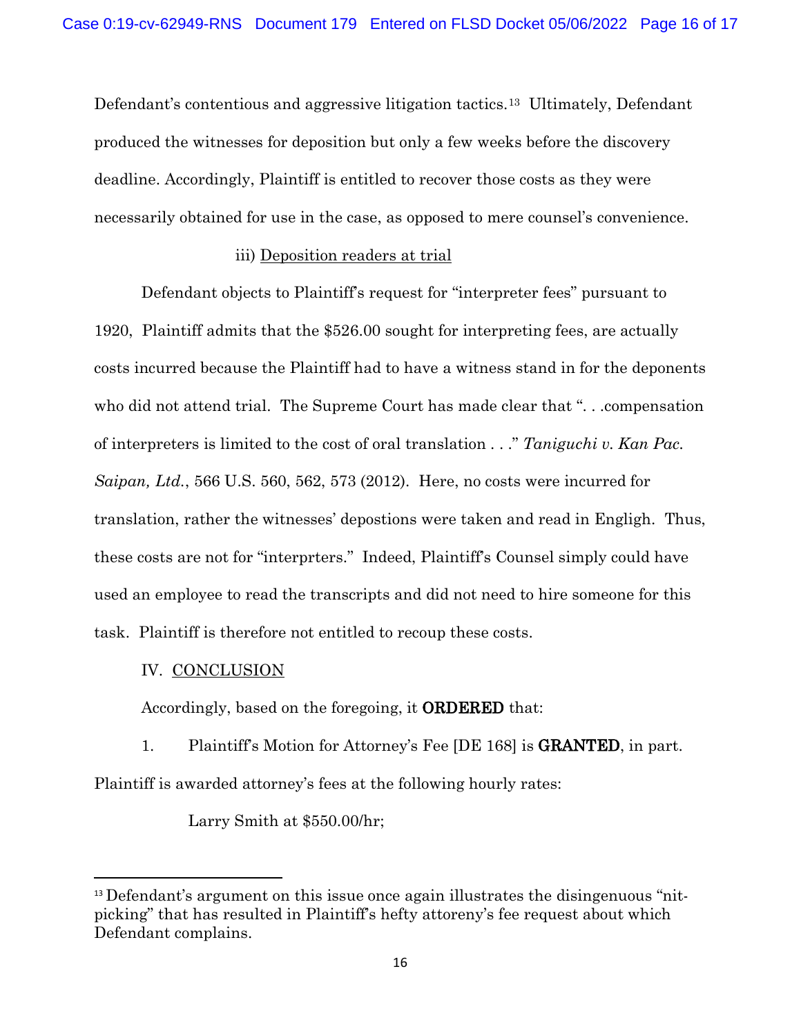Defendant's contentious and aggressive litigation tactics.[13] Ultimately, Defendant produced the witnesses for deposition but only a few weeks before the discovery deadline. Accordingly, Plaintiff is entitled to recover those costs as they were necessarily obtained for use in the case, as opposed to mere counsel's convenience.

iii) Deposition readers at trial

Defendant objects to Plaintiff's request for "interpreter fees" pursuant to 1920, Plaintiff admits that the $526.00 sought for interpreting fees, are actually costs incurred because the Plaintiff had to have a witness stand in for the deponents who did not attend trial. The Supreme Court has made clear that ". . .compensation of interpreters is limited to the cost of oral translation . . ." *Taniguchi v. Kan Pac. Saipan, Ltd.*, 566 U.S. 560, 562, 573 (2012). Here, no costs were incurred for translation, rather the witnesses' depostions were taken and read in Engligh. Thus, these costs are not for "interprters." Indeed, Plaintiff's Counsel simply could have used an employee to read the transcripts and did not need to hire someone for this task. Plaintiff is therefore not entitled to recoup these costs.

IV. CONCLUSION

Accordingly, based on the foregoing, it **ORDERED** that:

1. Plaintiff's Motion for Attorney's Fee [DE 168] is **GRANTED**, in part. Plaintiff is awarded attorney's fees at the following hourly rates:

Larry Smith at $550.00/hr;

---

[13] Defendant's argument on this issue once again illustrates the disingenuous "nit-picking" that has resulted in Plaintiff's hefty attoreny's fee request about which Defendant complains.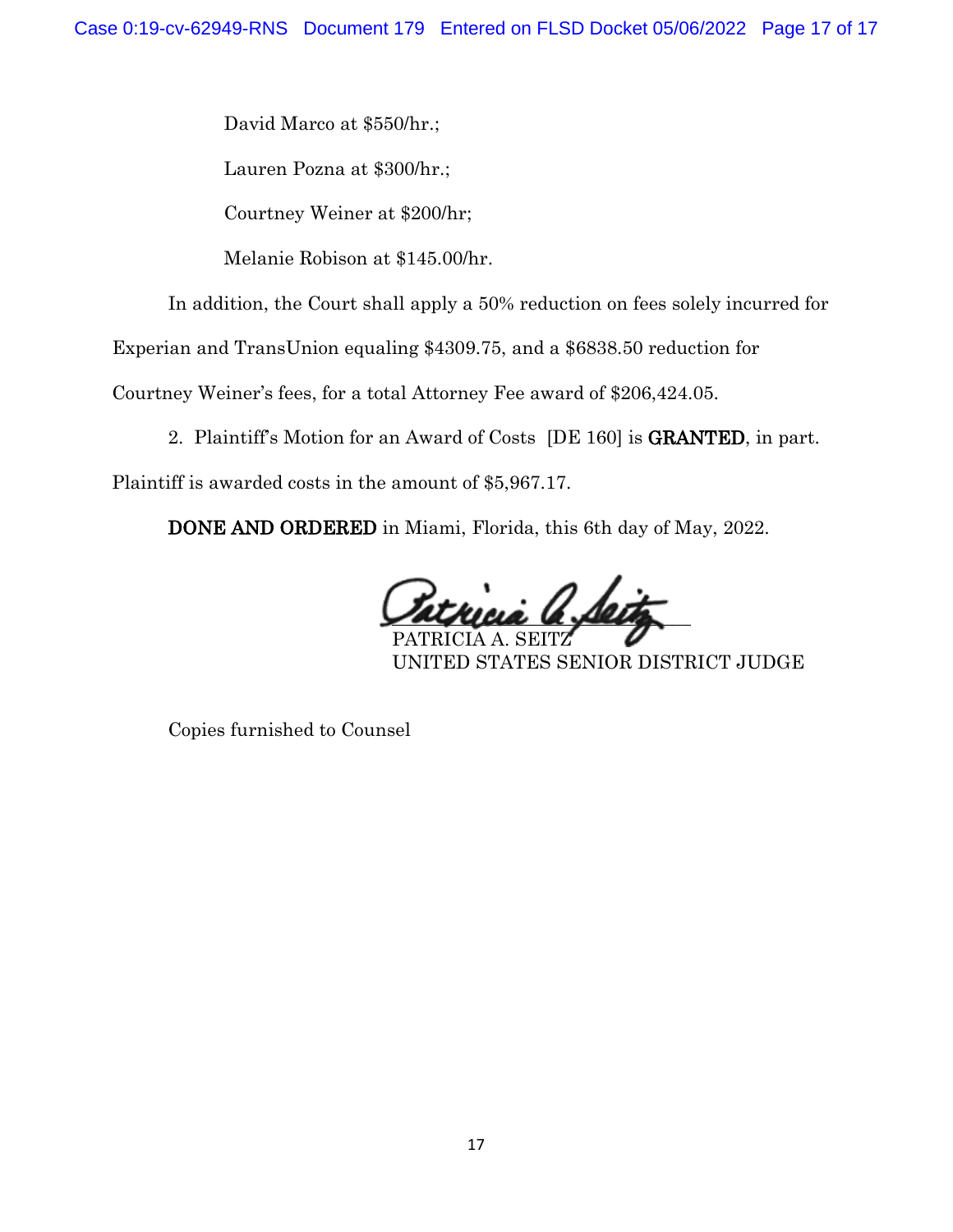David Marco at $550/hr.;

Lauren Pozna at $300/hr.;

Courtney Weiner at $200/hr;

Melanie Robison at $145.00/hr.

In addition, the Court shall apply a 50% reduction on fees solely incurred for Experian and TransUnion equaling $4309.75, and a $6838.50 reduction for Courtney Weiner's fees, for a total Attorney Fee award of $206,424.05.

2. Plaintiff's Motion for an Award of Costs [DE 160] is **GRANTED**, in part. Plaintiff is awarded costs in the amount of $5,967.17.

**DONE AND ORDERED** in Miami, Florida, this 6th day of May, 2022.

PATRICIA A. SEITZ
UNITED STATES SENIOR DISTRICT JUDGE

Copies furnished to Counsel